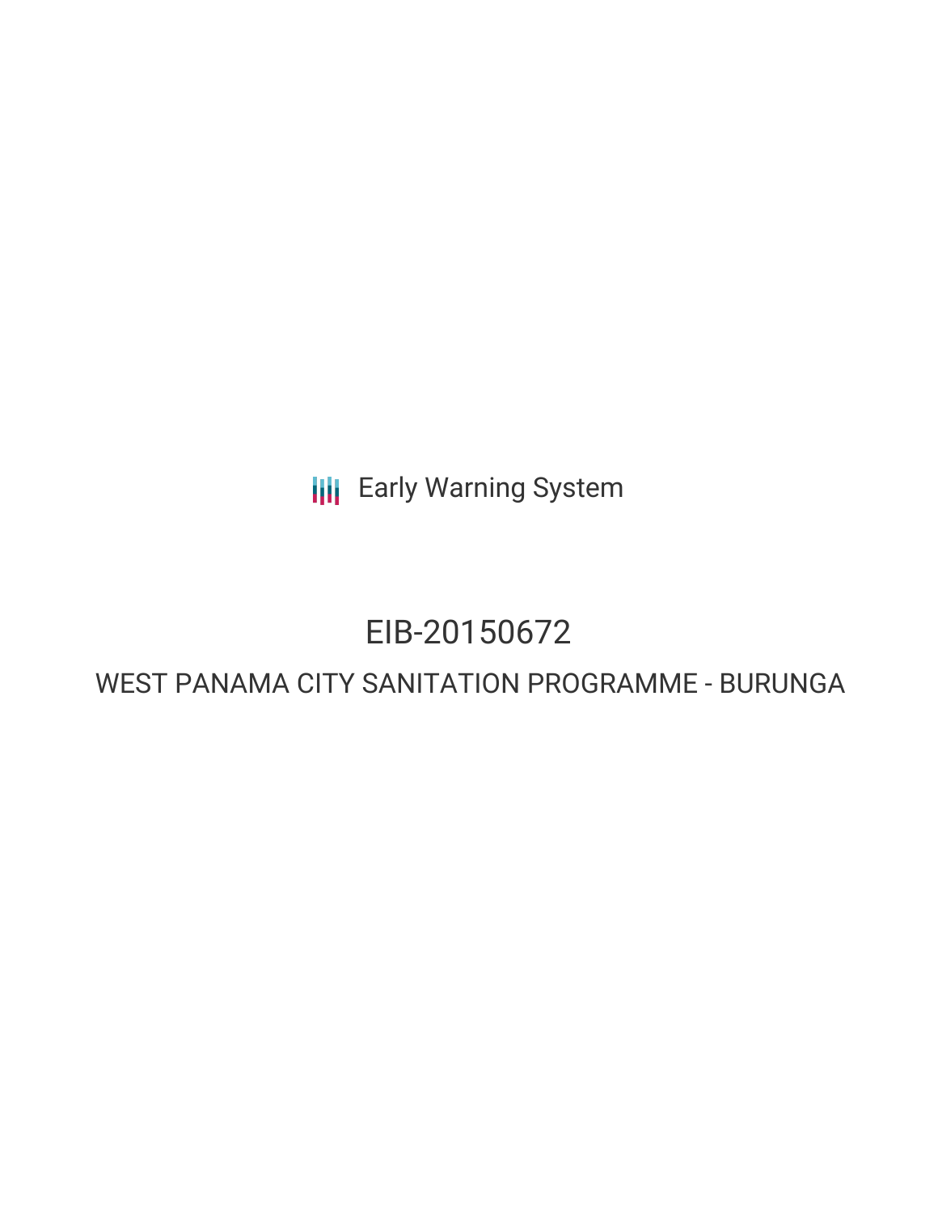Early Warning System

# EIB-20150672

## WEST PANAMA CITY SANITATION PROGRAMME - BURUNGA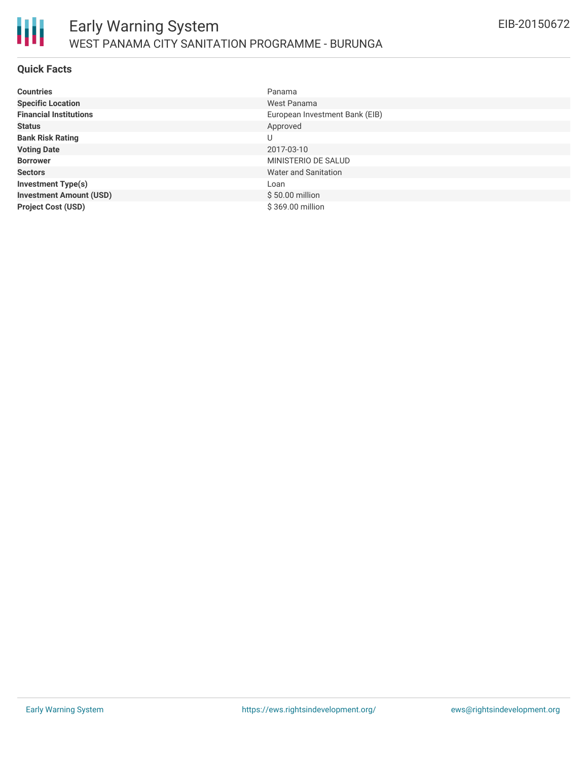## Quick Facts

| | |
|---|---|
| **Countries** | Panama |
| **Specific Location** | West Panama |
| **Financial Institutions** | European Investment Bank (EIB) |
| **Status** | Approved |
| **Bank Risk Rating** | U |
| **Voting Date** | 2017-03-10 |
| **Borrower** | MINISTERIO DE SALUD |
| **Sectors** | Water and Sanitation |
| **Investment Type(s)** | Loan |
| **Investment Amount (USD)** | $ 50.00 million |
| **Project Cost (USD)** | $ 369.00 million |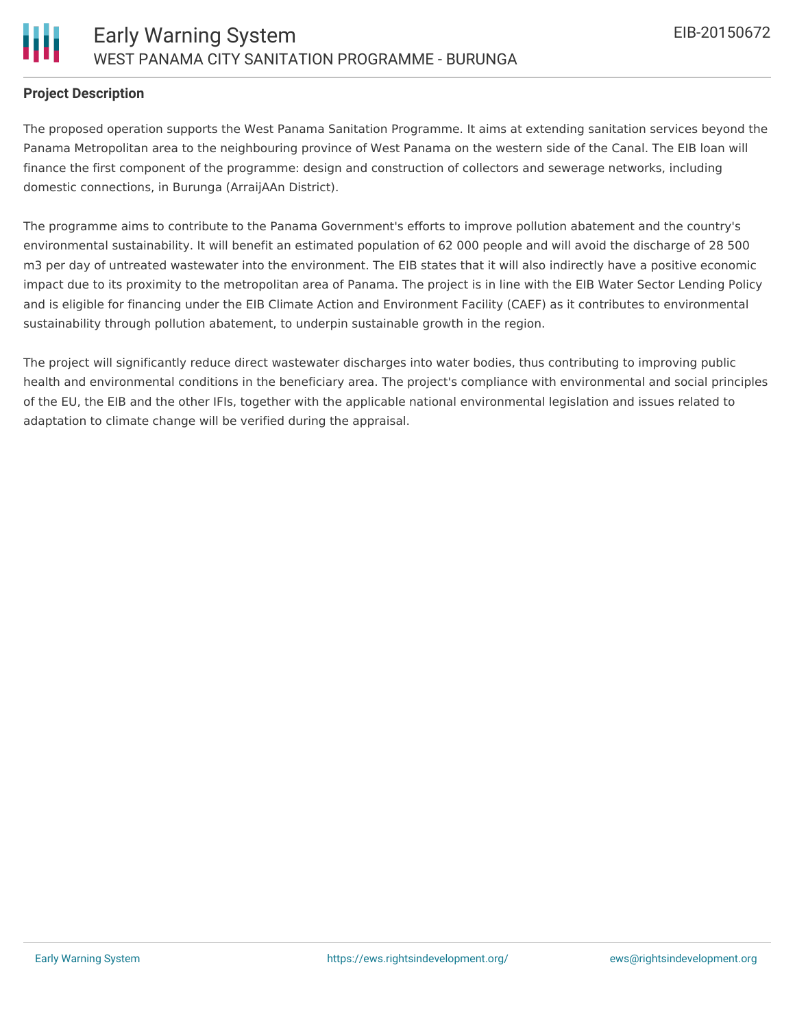## Project Description

The proposed operation supports the West Panama Sanitation Programme. It aims at extending sanitation services beyond the Panama Metropolitan area to the neighbouring province of West Panama on the western side of the Canal. The EIB loan will finance the first component of the programme: design and construction of collectors and sewerage networks, including domestic connections, in Burunga (ArraijAAn District).

The programme aims to contribute to the Panama Government's efforts to improve pollution abatement and the country's environmental sustainability. It will benefit an estimated population of 62 000 people and will avoid the discharge of 28 500 m3 per day of untreated wastewater into the environment. The EIB states that it will also indirectly have a positive economic impact due to its proximity to the metropolitan area of Panama. The project is in line with the EIB Water Sector Lending Policy and is eligible for financing under the EIB Climate Action and Environment Facility (CAEF) as it contributes to environmental sustainability through pollution abatement, to underpin sustainable growth in the region.

The project will significantly reduce direct wastewater discharges into water bodies, thus contributing to improving public health and environmental conditions in the beneficiary area. The project's compliance with environmental and social principles of the EU, the EIB and the other IFIs, together with the applicable national environmental legislation and issues related to adaptation to climate change will be verified during the appraisal.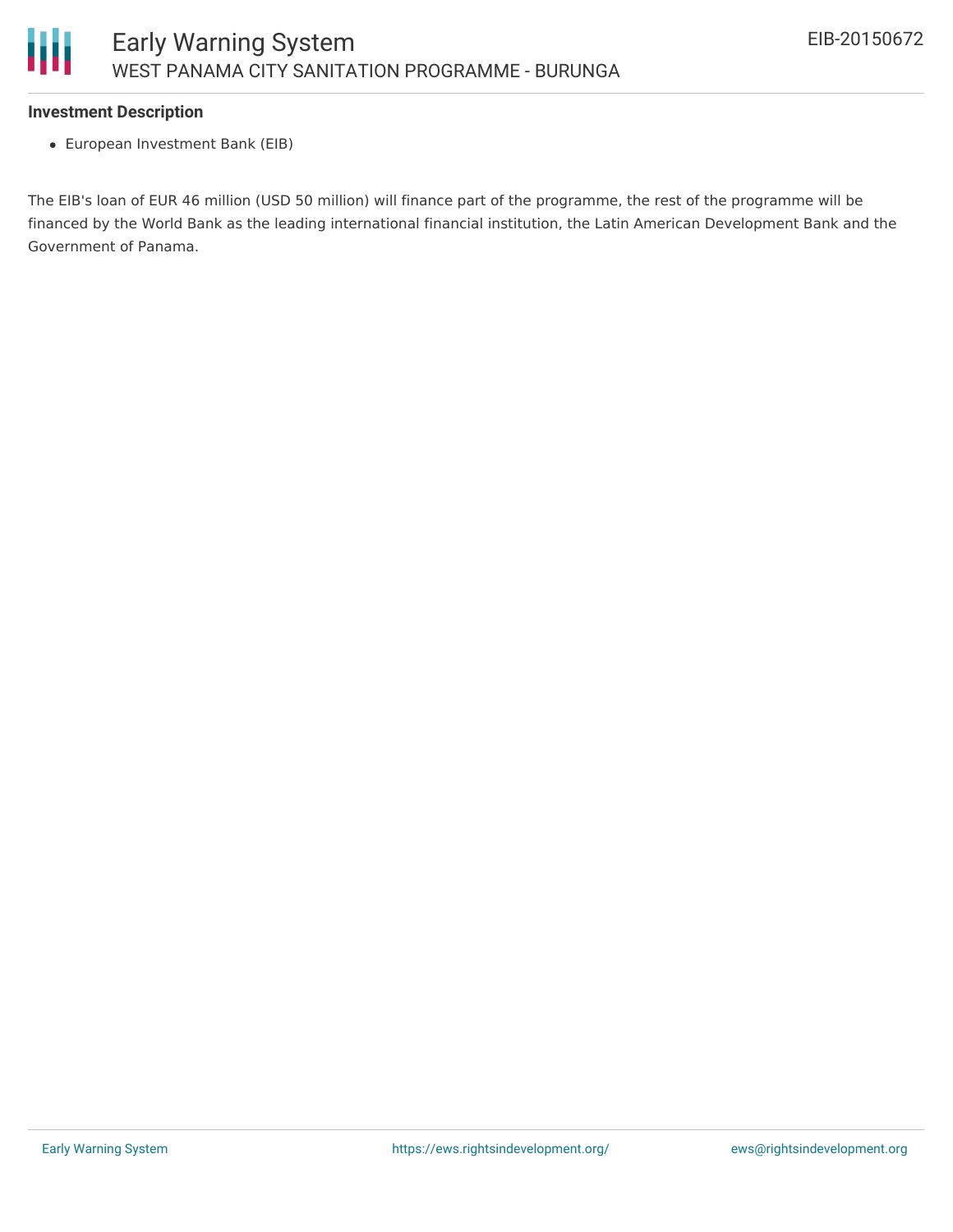### Investment Description

- European Investment Bank (EIB)

The EIB's loan of EUR 46 million (USD 50 million) will finance part of the programme, the rest of the programme will be financed by the World Bank as the leading international financial institution, the Latin American Development Bank and the Government of Panama.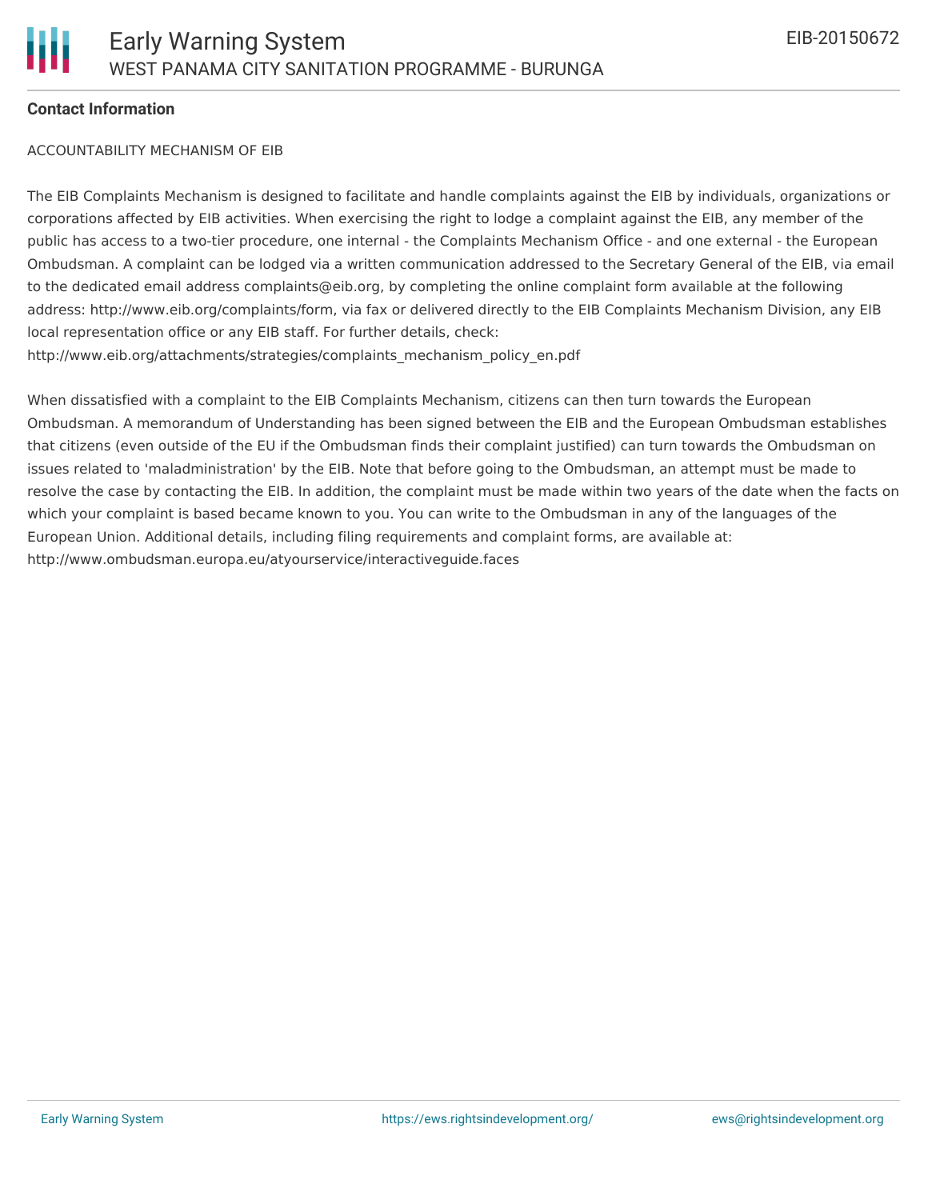**Contact Information**

ACCOUNTABILITY MECHANISM OF EIB

The EIB Complaints Mechanism is designed to facilitate and handle complaints against the EIB by individuals, organizations or corporations affected by EIB activities. When exercising the right to lodge a complaint against the EIB, any member of the public has access to a two-tier procedure, one internal - the Complaints Mechanism Office - and one external - the European Ombudsman. A complaint can be lodged via a written communication addressed to the Secretary General of the EIB, via email to the dedicated email address complaints@eib.org, by completing the online complaint form available at the following address: http://www.eib.org/complaints/form, via fax or delivered directly to the EIB Complaints Mechanism Division, any EIB local representation office or any EIB staff. For further details, check: http://www.eib.org/attachments/strategies/complaints_mechanism_policy_en.pdf

When dissatisfied with a complaint to the EIB Complaints Mechanism, citizens can then turn towards the European Ombudsman. A memorandum of Understanding has been signed between the EIB and the European Ombudsman establishes that citizens (even outside of the EU if the Ombudsman finds their complaint justified) can turn towards the Ombudsman on issues related to 'maladministration' by the EIB. Note that before going to the Ombudsman, an attempt must be made to resolve the case by contacting the EIB. In addition, the complaint must be made within two years of the date when the facts on which your complaint is based became known to you. You can write to the Ombudsman in any of the languages of the European Union. Additional details, including filing requirements and complaint forms, are available at: http://www.ombudsman.europa.eu/atyourservice/interactiveguide.faces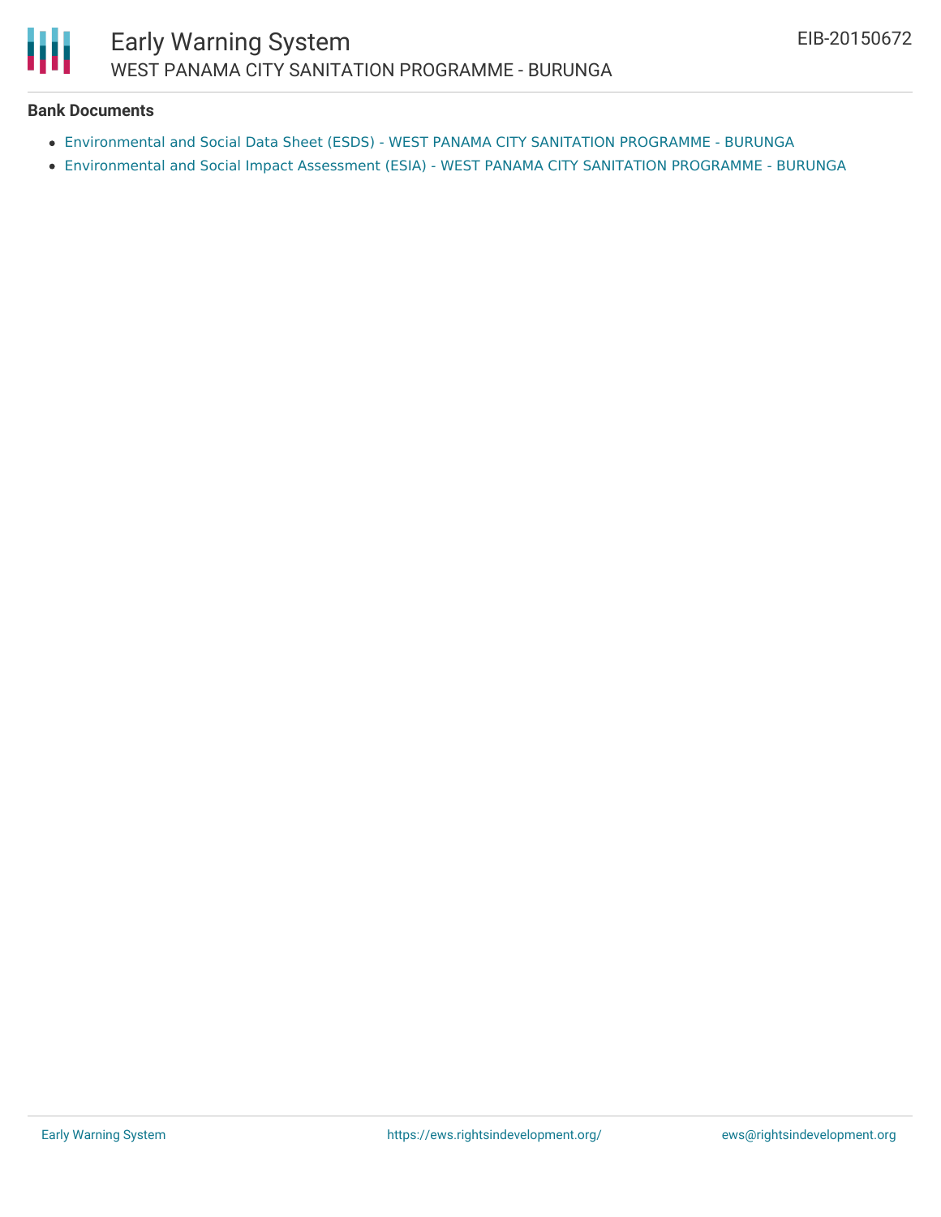**Bank Documents**

- Environmental and Social Data Sheet (ESDS) - WEST PANAMA CITY SANITATION PROGRAMME - BURUNGA
- Environmental and Social Impact Assessment (ESIA) - WEST PANAMA CITY SANITATION PROGRAMME - BURUNGA